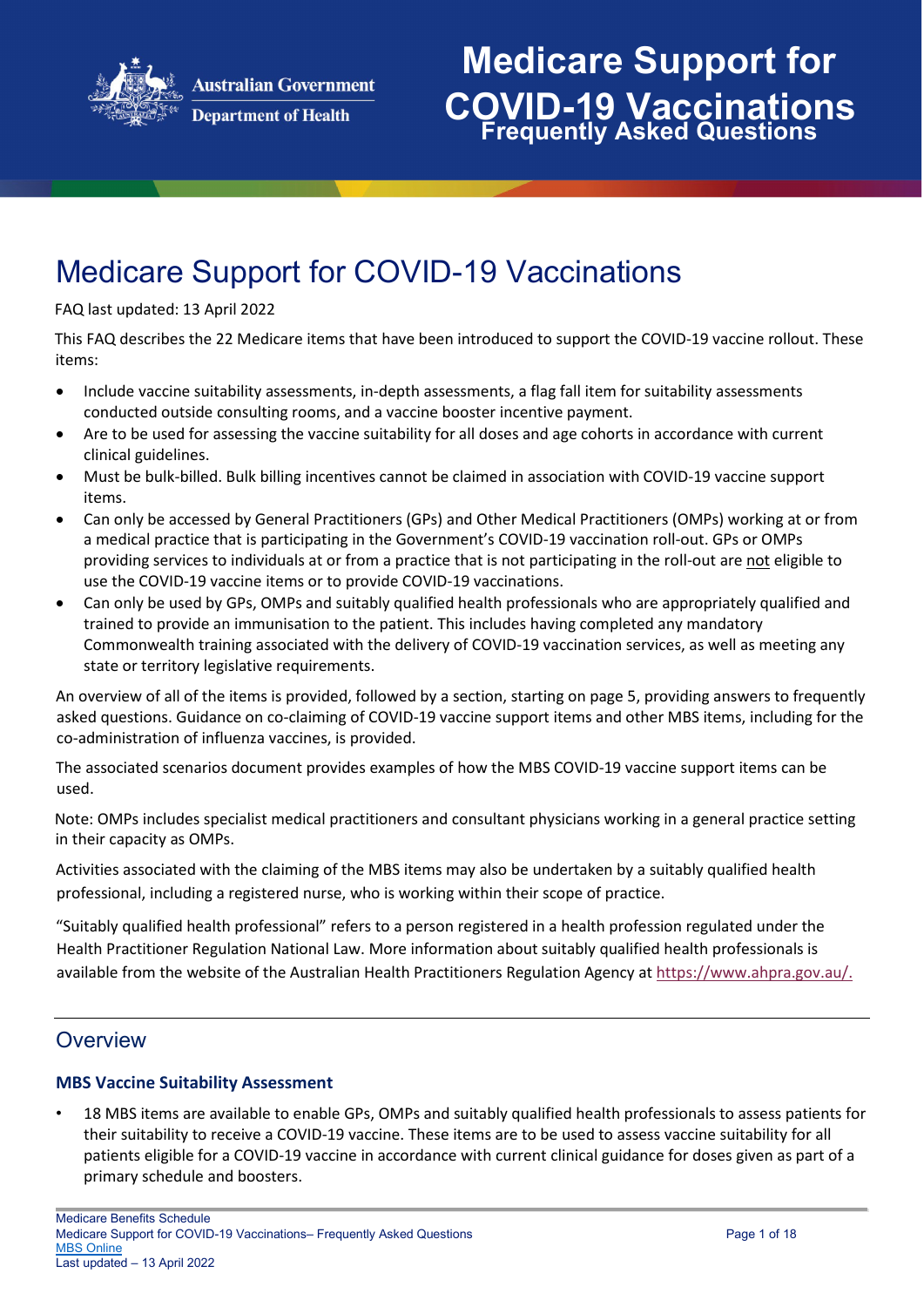# Medicare Support for COVID-19 Vaccinations

FAQ last updated: 13 April 2022

This FAQ describes the 22 Medicare items that have been introduced to support the COVID-19 vaccine rollout. These items:

- Include vaccine suitability assessments, in-depth assessments, a flag fall item for suitability assessments conducted outside consulting rooms, and a vaccine booster incentive payment.
- Are to be used for assessing the vaccine suitability for all doses and age cohorts in accordance with current clinical guidelines.
- Must be bulk-billed. Bulk billing incentives cannot be claimed in association with COVID-19 vaccine support items.
- Can only be accessed by General Practitioners (GPs) and Other Medical Practitioners (OMPs) working at or from a medical practice that is participating in the Government's COVID-19 vaccination roll-out. GPs or OMPs providing services to individuals at or from a practice that is not participating in the roll-out are not eligible to use the COVID-19 vaccine items or to provide COVID-19 vaccinations.
- Can only be used by GPs, OMPs and suitably qualified health professionals who are appropriately qualified and trained to provide an immunisation to the patient. This includes having completed any mandatory Commonwealth training associated with the delivery of COVID-19 vaccination services, as well as meeting any state or territory legislative requirements.

An overview of all of the items is provided, followed by a section, starting on page 5, providing answers to frequently asked questions. Guidance on co-claiming of COVID-19 vaccine support items and other MBS items, including for the co-administration of influenza vaccines, is provided.

The associated scenarios document provides examples of how the MBS COVID-19 vaccine support items can be used.

Note: OMPs includes specialist medical practitioners and consultant physicians working in a general practice setting in their capacity as OMPs.

Activities associated with the claiming of the MBS items may also be undertaken by a suitably qualified health professional, including a registered nurse, who is working within their scope of practice.

"Suitably qualified health professional" refers to a person registered in a health profession regulated under the Health Practitioner Regulation National Law. More information about suitably qualified health professionals is available from the website of the Australian Health Practitioners Regulation Agency at https://www.ahpra.gov.au/.

## Overview

### MBS Vaccine Suitability Assessment

- 18 MBS items are available to enable GPs, OMPs and suitably qualified health professionals to assess patients for their suitability to receive a COVID-19 vaccine. These items are to be used to assess vaccine suitability for all patients eligible for a COVID-19 vaccine in accordance with current clinical guidance for doses given as part of a primary schedule and boosters.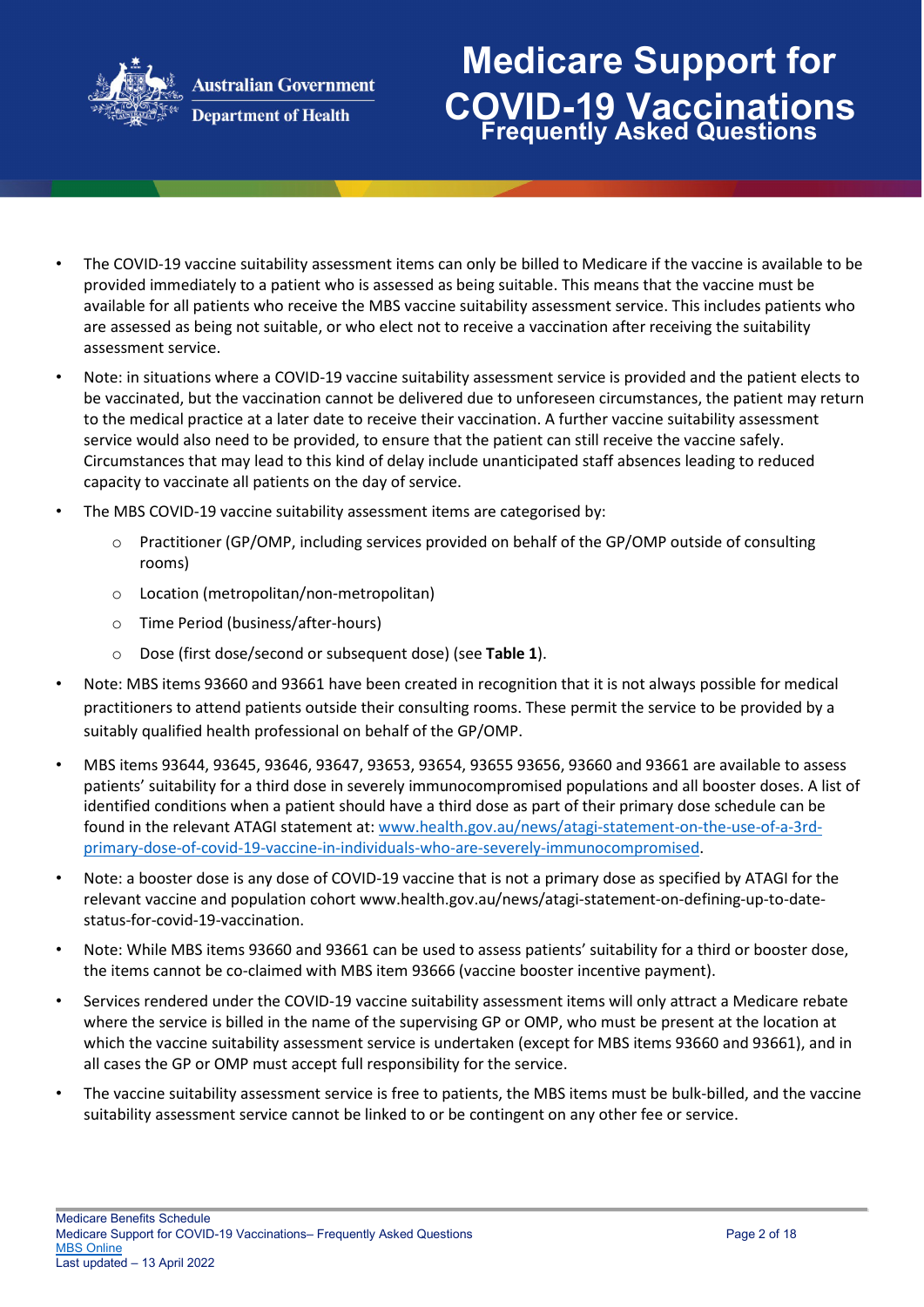- The COVID-19 vaccine suitability assessment items can only be billed to Medicare if the vaccine is available to be provided immediately to a patient who is assessed as being suitable. This means that the vaccine must be available for all patients who receive the MBS vaccine suitability assessment service. This includes patients who are assessed as being not suitable, or who elect not to receive a vaccination after receiving the suitability assessment service.
- Note: in situations where a COVID-19 vaccine suitability assessment service is provided and the patient elects to be vaccinated, but the vaccination cannot be delivered due to unforeseen circumstances, the patient may return to the medical practice at a later date to receive their vaccination. A further vaccine suitability assessment service would also need to be provided, to ensure that the patient can still receive the vaccine safely. Circumstances that may lead to this kind of delay include unanticipated staff absences leading to reduced capacity to vaccinate all patients on the day of service.
- The MBS COVID-19 vaccine suitability assessment items are categorised by:
  - Practitioner (GP/OMP, including services provided on behalf of the GP/OMP outside of consulting rooms)
  - Location (metropolitan/non-metropolitan)
  - Time Period (business/after-hours)
  - Dose (first dose/second or subsequent dose) (see **Table 1**).
- Note: MBS items 93660 and 93661 have been created in recognition that it is not always possible for medical practitioners to attend patients outside their consulting rooms. These permit the service to be provided by a suitably qualified health professional on behalf of the GP/OMP.
- MBS items 93644, 93645, 93646, 93647, 93653, 93654, 93655 93656, 93660 and 93661 are available to assess patients' suitability for a third dose in severely immunocompromised populations and all booster doses. A list of identified conditions when a patient should have a third dose as part of their primary dose schedule can be found in the relevant ATAGI statement at: [www.health.gov.au/news/atagi-statement-on-the-use-of-a-3rd-primary-dose-of-covid-19-vaccine-in-individuals-who-are-severely-immunocompromised](www.health.gov.au/news/atagi-statement-on-the-use-of-a-3rd-primary-dose-of-covid-19-vaccine-in-individuals-who-are-severely-immunocompromised).
- Note: a booster dose is any dose of COVID-19 vaccine that is not a primary dose as specified by ATAGI for the relevant vaccine and population cohort www.health.gov.au/news/atagi-statement-on-defining-up-to-date-status-for-covid-19-vaccination.
- Note: While MBS items 93660 and 93661 can be used to assess patients' suitability for a third or booster dose, the items cannot be co-claimed with MBS item 93666 (vaccine booster incentive payment).
- Services rendered under the COVID-19 vaccine suitability assessment items will only attract a Medicare rebate where the service is billed in the name of the supervising GP or OMP, who must be present at the location at which the vaccine suitability assessment service is undertaken (except for MBS items 93660 and 93661), and in all cases the GP or OMP must accept full responsibility for the service.
- The vaccine suitability assessment service is free to patients, the MBS items must be bulk-billed, and the vaccine suitability assessment service cannot be linked to or be contingent on any other fee or service.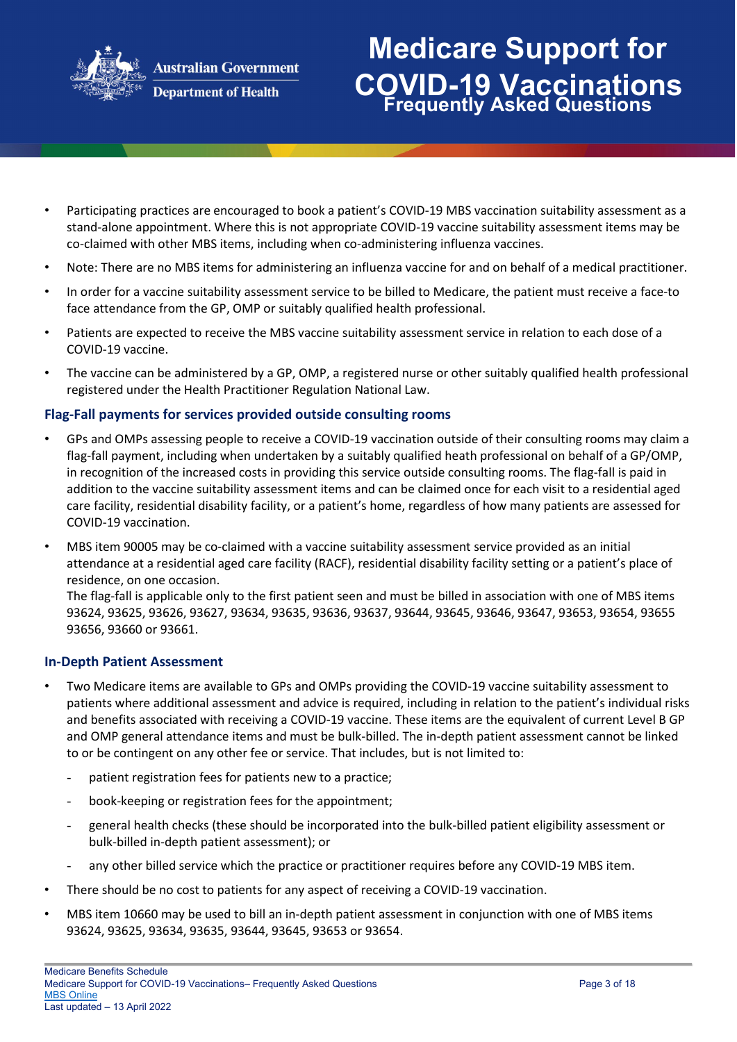- Participating practices are encouraged to book a patient's COVID-19 MBS vaccination suitability assessment as a stand-alone appointment. Where this is not appropriate COVID-19 vaccine suitability assessment items may be co-claimed with other MBS items, including when co-administering influenza vaccines.
- Note: There are no MBS items for administering an influenza vaccine for and on behalf of a medical practitioner.
- In order for a vaccine suitability assessment service to be billed to Medicare, the patient must receive a face-to face attendance from the GP, OMP or suitably qualified health professional.
- Patients are expected to receive the MBS vaccine suitability assessment service in relation to each dose of a COVID-19 vaccine.
- The vaccine can be administered by a GP, OMP, a registered nurse or other suitably qualified health professional registered under the Health Practitioner Regulation National Law.

### Flag-Fall payments for services provided outside consulting rooms

- GPs and OMPs assessing people to receive a COVID-19 vaccination outside of their consulting rooms may claim a flag-fall payment, including when undertaken by a suitably qualified heath professional on behalf of a GP/OMP, in recognition of the increased costs in providing this service outside consulting rooms. The flag-fall is paid in addition to the vaccine suitability assessment items and can be claimed once for each visit to a residential aged care facility, residential disability facility, or a patient's home, regardless of how many patients are assessed for COVID-19 vaccination.
- MBS item 90005 may be co-claimed with a vaccine suitability assessment service provided as an initial attendance at a residential aged care facility (RACF), residential disability facility setting or a patient's place of residence, on one occasion.
  The flag-fall is applicable only to the first patient seen and must be billed in association with one of MBS items 93624, 93625, 93626, 93627, 93634, 93635, 93636, 93637, 93644, 93645, 93646, 93647, 93653, 93654, 93655 93656, 93660 or 93661.

### In-Depth Patient Assessment

- Two Medicare items are available to GPs and OMPs providing the COVID-19 vaccine suitability assessment to patients where additional assessment and advice is required, including in relation to the patient's individual risks and benefits associated with receiving a COVID-19 vaccine. These items are the equivalent of current Level B GP and OMP general attendance items and must be bulk-billed. The in-depth patient assessment cannot be linked to or be contingent on any other fee or service. That includes, but is not limited to:
  - patient registration fees for patients new to a practice;
  - book-keeping or registration fees for the appointment;
  - general health checks (these should be incorporated into the bulk-billed patient eligibility assessment or bulk-billed in-depth patient assessment); or
  - any other billed service which the practice or practitioner requires before any COVID-19 MBS item.
- There should be no cost to patients for any aspect of receiving a COVID-19 vaccination.
- MBS item 10660 may be used to bill an in-depth patient assessment in conjunction with one of MBS items 93624, 93625, 93634, 93635, 93644, 93645, 93653 or 93654.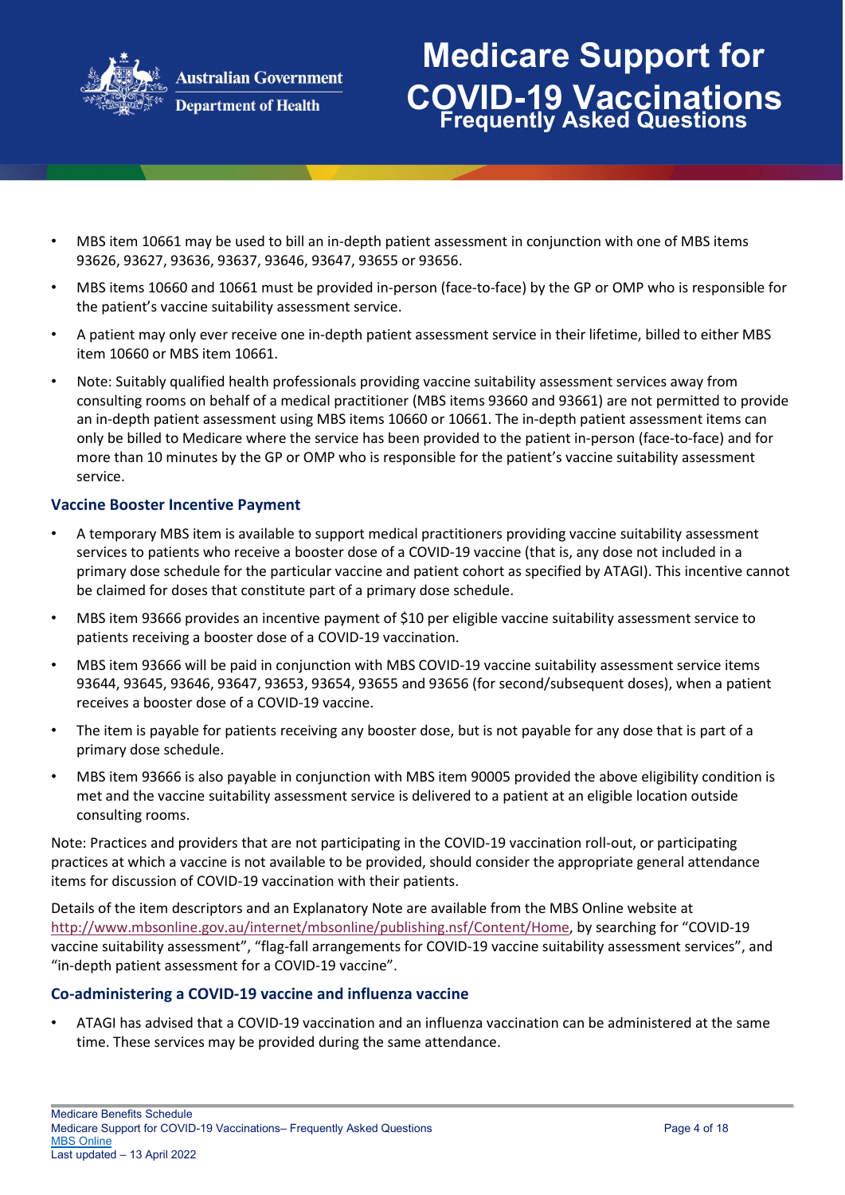- MBS item 10661 may be used to bill an in-depth patient assessment in conjunction with one of MBS items 93626, 93627, 93636, 93637, 93646, 93647, 93655 or 93656.
- MBS items 10660 and 10661 must be provided in-person (face-to-face) by the GP or OMP who is responsible for the patient's vaccine suitability assessment service.
- A patient may only ever receive one in-depth patient assessment service in their lifetime, billed to either MBS item 10660 or MBS item 10661.
- Note: Suitably qualified health professionals providing vaccine suitability assessment services away from consulting rooms on behalf of a medical practitioner (MBS items 93660 and 93661) are not permitted to provide an in-depth patient assessment using MBS items 10660 or 10661. The in-depth patient assessment items can only be billed to Medicare where the service has been provided to the patient in-person (face-to-face) and for more than 10 minutes by the GP or OMP who is responsible for the patient's vaccine suitability assessment service.

### Vaccine Booster Incentive Payment

- A temporary MBS item is available to support medical practitioners providing vaccine suitability assessment services to patients who receive a booster dose of a COVID-19 vaccine (that is, any dose not included in a primary dose schedule for the particular vaccine and patient cohort as specified by ATAGI). This incentive cannot be claimed for doses that constitute part of a primary dose schedule.
- MBS item 93666 provides an incentive payment of $10 per eligible vaccine suitability assessment service to patients receiving a booster dose of a COVID-19 vaccination.
- MBS item 93666 will be paid in conjunction with MBS COVID-19 vaccine suitability assessment service items 93644, 93645, 93646, 93647, 93653, 93654, 93655 and 93656 (for second/subsequent doses), when a patient receives a booster dose of a COVID-19 vaccine.
- The item is payable for patients receiving any booster dose, but is not payable for any dose that is part of a primary dose schedule.
- MBS item 93666 is also payable in conjunction with MBS item 90005 provided the above eligibility condition is met and the vaccine suitability assessment service is delivered to a patient at an eligible location outside consulting rooms.

Note: Practices and providers that are not participating in the COVID-19 vaccination roll-out, or participating practices at which a vaccine is not available to be provided, should consider the appropriate general attendance items for discussion of COVID-19 vaccination with their patients.

Details of the item descriptors and an Explanatory Note are available from the MBS Online website at http://www.mbsonline.gov.au/internet/mbsonline/publishing.nsf/Content/Home, by searching for "COVID-19 vaccine suitability assessment", "flag-fall arrangements for COVID-19 vaccine suitability assessment services", and "in-depth patient assessment for a COVID-19 vaccine".

### Co-administering a COVID-19 vaccine and influenza vaccine

- ATAGI has advised that a COVID-19 vaccination and an influenza vaccination can be administered at the same time. These services may be provided during the same attendance.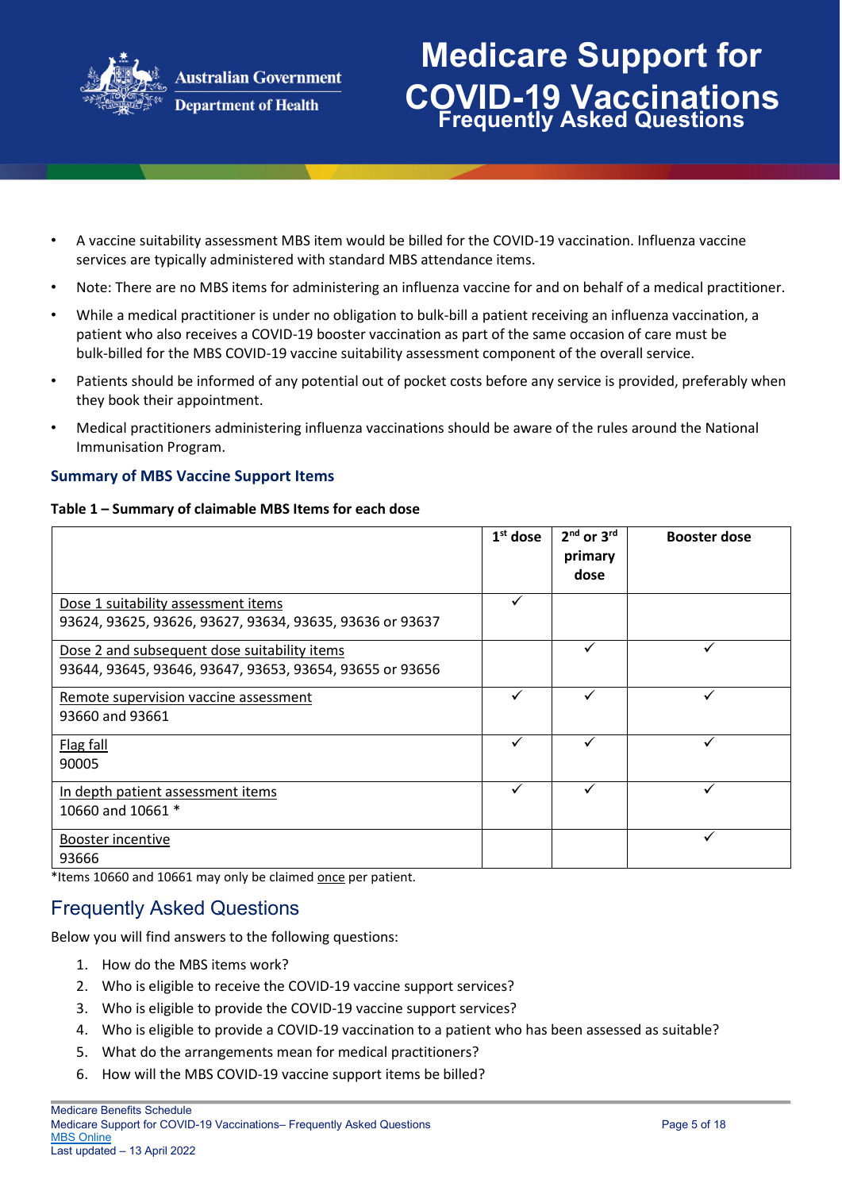- A vaccine suitability assessment MBS item would be billed for the COVID-19 vaccination. Influenza vaccine services are typically administered with standard MBS attendance items.
- Note: There are no MBS items for administering an influenza vaccine for and on behalf of a medical practitioner.
- While a medical practitioner is under no obligation to bulk-bill a patient receiving an influenza vaccination, a patient who also receives a COVID-19 booster vaccination as part of the same occasion of care must be bulk-billed for the MBS COVID-19 vaccine suitability assessment component of the overall service.
- Patients should be informed of any potential out of pocket costs before any service is provided, preferably when they book their appointment.
- Medical practitioners administering influenza vaccinations should be aware of the rules around the National Immunisation Program.

### Summary of MBS Vaccine Support Items

**Table 1 – Summary of claimable MBS Items for each dose**

| | 1st dose | 2nd or 3rd primary dose | Booster dose |
|---|---|---|---|
| Dose 1 suitability assessment items<br>93624, 93625, 93626, 93627, 93634, 93635, 93636 or 93637 | ✓ | | |
| Dose 2 and subsequent dose suitability items<br>93644, 93645, 93646, 93647, 93653, 93654, 93655 or 93656 | | ✓ | ✓ |
| Remote supervision vaccine assessment<br>93660 and 93661 | ✓ | ✓ | ✓ |
| Flag fall<br>90005 | ✓ | ✓ | ✓ |
| In depth patient assessment items<br>10660 and 10661 * | ✓ | ✓ | ✓ |
| Booster incentive<br>93666 | | | ✓ |

*Items 10660 and 10661 may only be claimed once per patient.

## Frequently Asked Questions

Below you will find answers to the following questions:

1. How do the MBS items work?
2. Who is eligible to receive the COVID-19 vaccine support services?
3. Who is eligible to provide the COVID-19 vaccine support services?
4. Who is eligible to provide a COVID-19 vaccination to a patient who has been assessed as suitable?
5. What do the arrangements mean for medical practitioners?
6. How will the MBS COVID-19 vaccine support items be billed?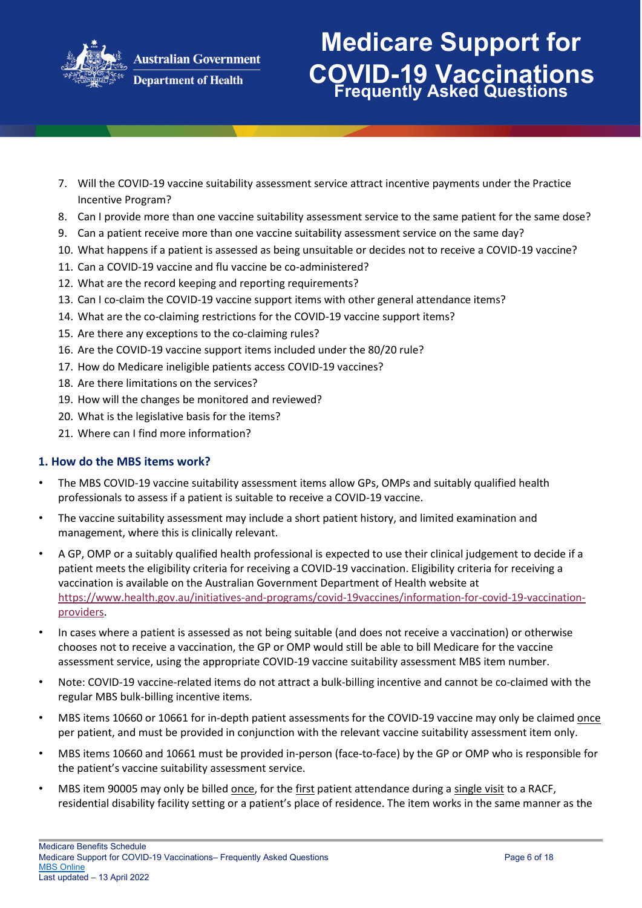7. Will the COVID-19 vaccine suitability assessment service attract incentive payments under the Practice Incentive Program?
8. Can I provide more than one vaccine suitability assessment service to the same patient for the same dose?
9. Can a patient receive more than one vaccine suitability assessment service on the same day?
10. What happens if a patient is assessed as being unsuitable or decides not to receive a COVID-19 vaccine?
11. Can a COVID-19 vaccine and flu vaccine be co-administered?
12. What are the record keeping and reporting requirements?
13. Can I co-claim the COVID-19 vaccine support items with other general attendance items?
14. What are the co-claiming restrictions for the COVID-19 vaccine support items?
15. Are there any exceptions to the co-claiming rules?
16. Are the COVID-19 vaccine support items included under the 80/20 rule?
17. How do Medicare ineligible patients access COVID-19 vaccines?
18. Are there limitations on the services?
19. How will the changes be monitored and reviewed?
20. What is the legislative basis for the items?
21. Where can I find more information?

### 1. How do the MBS items work?

- The MBS COVID-19 vaccine suitability assessment items allow GPs, OMPs and suitably qualified health professionals to assess if a patient is suitable to receive a COVID-19 vaccine.
- The vaccine suitability assessment may include a short patient history, and limited examination and management, where this is clinically relevant.
- A GP, OMP or a suitably qualified health professional is expected to use their clinical judgement to decide if a patient meets the eligibility criteria for receiving a COVID-19 vaccination. Eligibility criteria for receiving a vaccination is available on the Australian Government Department of Health website at https://www.health.gov.au/initiatives-and-programs/covid-19vaccines/information-for-covid-19-vaccination-providers.
- In cases where a patient is assessed as not being suitable (and does not receive a vaccination) or otherwise chooses not to receive a vaccination, the GP or OMP would still be able to bill Medicare for the vaccine assessment service, using the appropriate COVID-19 vaccine suitability assessment MBS item number.
- Note: COVID-19 vaccine-related items do not attract a bulk-billing incentive and cannot be co-claimed with the regular MBS bulk-billing incentive items.
- MBS items 10660 or 10661 for in-depth patient assessments for the COVID-19 vaccine may only be claimed once per patient, and must be provided in conjunction with the relevant vaccine suitability assessment item only.
- MBS items 10660 and 10661 must be provided in-person (face-to-face) by the GP or OMP who is responsible for the patient's vaccine suitability assessment service.
- MBS item 90005 may only be billed once, for the first patient attendance during a single visit to a RACF, residential disability facility setting or a patient's place of residence. The item works in the same manner as the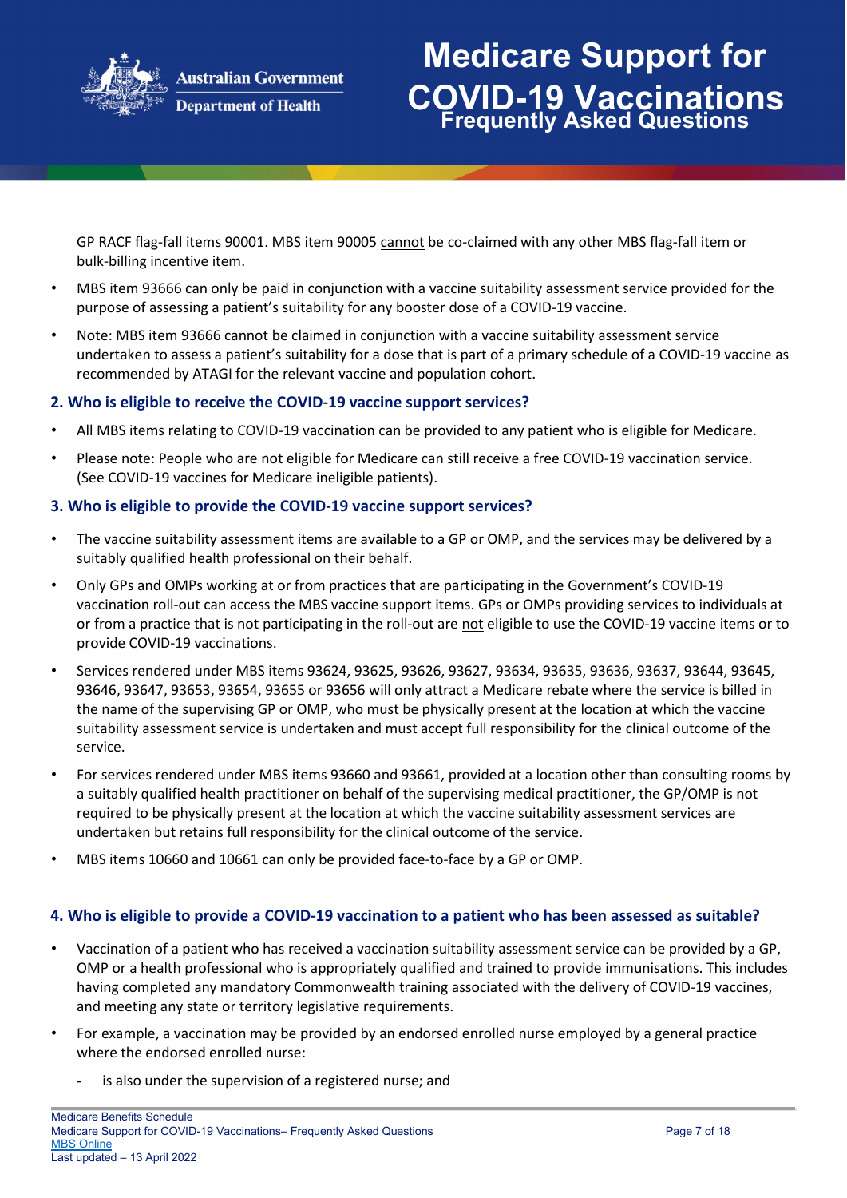GP RACF flag-fall items 90001. MBS item 90005 cannot be co-claimed with any other MBS flag-fall item or bulk-billing incentive item.

- MBS item 93666 can only be paid in conjunction with a vaccine suitability assessment service provided for the purpose of assessing a patient's suitability for any booster dose of a COVID-19 vaccine.
- Note: MBS item 93666 cannot be claimed in conjunction with a vaccine suitability assessment service undertaken to assess a patient's suitability for a dose that is part of a primary schedule of a COVID-19 vaccine as recommended by ATAGI for the relevant vaccine and population cohort.

### 2. Who is eligible to receive the COVID-19 vaccine support services?

- All MBS items relating to COVID-19 vaccination can be provided to any patient who is eligible for Medicare.
- Please note: People who are not eligible for Medicare can still receive a free COVID-19 vaccination service. (See COVID-19 vaccines for Medicare ineligible patients).

### 3. Who is eligible to provide the COVID-19 vaccine support services?

- The vaccine suitability assessment items are available to a GP or OMP, and the services may be delivered by a suitably qualified health professional on their behalf.
- Only GPs and OMPs working at or from practices that are participating in the Government's COVID-19 vaccination roll-out can access the MBS vaccine support items. GPs or OMPs providing services to individuals at or from a practice that is not participating in the roll-out are not eligible to use the COVID-19 vaccine items or to provide COVID-19 vaccinations.
- Services rendered under MBS items 93624, 93625, 93626, 93627, 93634, 93635, 93636, 93637, 93644, 93645, 93646, 93647, 93653, 93654, 93655 or 93656 will only attract a Medicare rebate where the service is billed in the name of the supervising GP or OMP, who must be physically present at the location at which the vaccine suitability assessment service is undertaken and must accept full responsibility for the clinical outcome of the service.
- For services rendered under MBS items 93660 and 93661, provided at a location other than consulting rooms by a suitably qualified health practitioner on behalf of the supervising medical practitioner, the GP/OMP is not required to be physically present at the location at which the vaccine suitability assessment services are undertaken but retains full responsibility for the clinical outcome of the service.
- MBS items 10660 and 10661 can only be provided face-to-face by a GP or OMP.

### 4. Who is eligible to provide a COVID-19 vaccination to a patient who has been assessed as suitable?

- Vaccination of a patient who has received a vaccination suitability assessment service can be provided by a GP, OMP or a health professional who is appropriately qualified and trained to provide immunisations. This includes having completed any mandatory Commonwealth training associated with the delivery of COVID-19 vaccines, and meeting any state or territory legislative requirements.
- For example, a vaccination may be provided by an endorsed enrolled nurse employed by a general practice where the endorsed enrolled nurse:
  - is also under the supervision of a registered nurse; and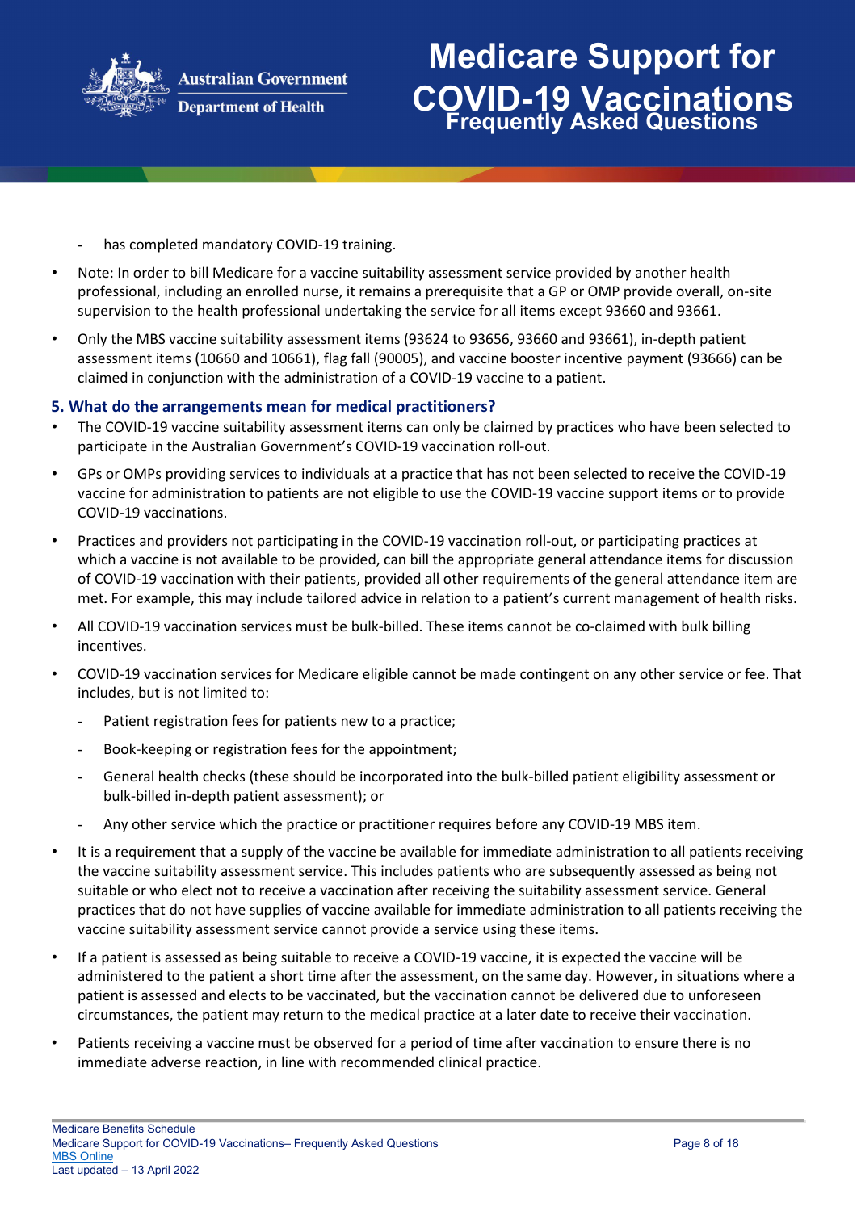- has completed mandatory COVID-19 training.

- Note: In order to bill Medicare for a vaccine suitability assessment service provided by another health professional, including an enrolled nurse, it remains a prerequisite that a GP or OMP provide overall, on-site supervision to the health professional undertaking the service for all items except 93660 and 93661.
- Only the MBS vaccine suitability assessment items (93624 to 93656, 93660 and 93661), in-depth patient assessment items (10660 and 10661), flag fall (90005), and vaccine booster incentive payment (93666) can be claimed in conjunction with the administration of a COVID-19 vaccine to a patient.

### 5. What do the arrangements mean for medical practitioners?

- The COVID-19 vaccine suitability assessment items can only be claimed by practices who have been selected to participate in the Australian Government's COVID-19 vaccination roll-out.
- GPs or OMPs providing services to individuals at a practice that has not been selected to receive the COVID-19 vaccine for administration to patients are not eligible to use the COVID-19 vaccine support items or to provide COVID-19 vaccinations.
- Practices and providers not participating in the COVID-19 vaccination roll-out, or participating practices at which a vaccine is not available to be provided, can bill the appropriate general attendance items for discussion of COVID-19 vaccination with their patients, provided all other requirements of the general attendance item are met. For example, this may include tailored advice in relation to a patient's current management of health risks.
- All COVID-19 vaccination services must be bulk-billed. These items cannot be co-claimed with bulk billing incentives.
- COVID-19 vaccination services for Medicare eligible cannot be made contingent on any other service or fee. That includes, but is not limited to:
  - Patient registration fees for patients new to a practice;
  - Book-keeping or registration fees for the appointment;
  - General health checks (these should be incorporated into the bulk-billed patient eligibility assessment or bulk-billed in-depth patient assessment); or
  - Any other service which the practice or practitioner requires before any COVID-19 MBS item.
- It is a requirement that a supply of the vaccine be available for immediate administration to all patients receiving the vaccine suitability assessment service. This includes patients who are subsequently assessed as being not suitable or who elect not to receive a vaccination after receiving the suitability assessment service. General practices that do not have supplies of vaccine available for immediate administration to all patients receiving the vaccine suitability assessment service cannot provide a service using these items.
- If a patient is assessed as being suitable to receive a COVID-19 vaccine, it is expected the vaccine will be administered to the patient a short time after the assessment, on the same day. However, in situations where a patient is assessed and elects to be vaccinated, but the vaccination cannot be delivered due to unforeseen circumstances, the patient may return to the medical practice at a later date to receive their vaccination.
- Patients receiving a vaccine must be observed for a period of time after vaccination to ensure there is no immediate adverse reaction, in line with recommended clinical practice.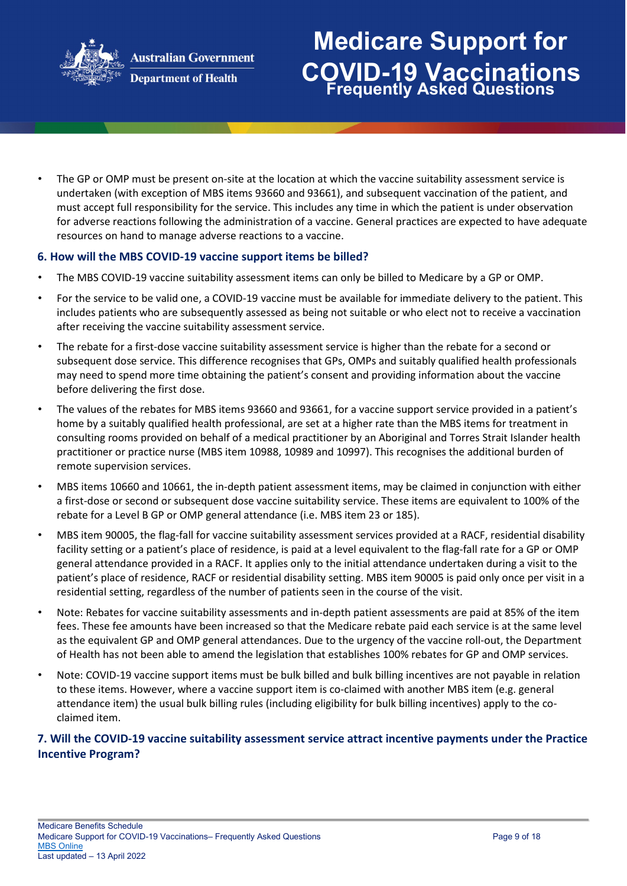- The GP or OMP must be present on-site at the location at which the vaccine suitability assessment service is undertaken (with exception of MBS items 93660 and 93661), and subsequent vaccination of the patient, and must accept full responsibility for the service. This includes any time in which the patient is under observation for adverse reactions following the administration of a vaccine. General practices are expected to have adequate resources on hand to manage adverse reactions to a vaccine.

### 6. How will the MBS COVID-19 vaccine support items be billed?

- The MBS COVID-19 vaccine suitability assessment items can only be billed to Medicare by a GP or OMP.
- For the service to be valid one, a COVID-19 vaccine must be available for immediate delivery to the patient. This includes patients who are subsequently assessed as being not suitable or who elect not to receive a vaccination after receiving the vaccine suitability assessment service.
- The rebate for a first-dose vaccine suitability assessment service is higher than the rebate for a second or subsequent dose service. This difference recognises that GPs, OMPs and suitably qualified health professionals may need to spend more time obtaining the patient's consent and providing information about the vaccine before delivering the first dose.
- The values of the rebates for MBS items 93660 and 93661, for a vaccine support service provided in a patient's home by a suitably qualified health professional, are set at a higher rate than the MBS items for treatment in consulting rooms provided on behalf of a medical practitioner by an Aboriginal and Torres Strait Islander health practitioner or practice nurse (MBS item 10988, 10989 and 10997). This recognises the additional burden of remote supervision services.
- MBS items 10660 and 10661, the in-depth patient assessment items, may be claimed in conjunction with either a first-dose or second or subsequent dose vaccine suitability service. These items are equivalent to 100% of the rebate for a Level B GP or OMP general attendance (i.e. MBS item 23 or 185).
- MBS item 90005, the flag-fall for vaccine suitability assessment services provided at a RACF, residential disability facility setting or a patient's place of residence, is paid at a level equivalent to the flag-fall rate for a GP or OMP general attendance provided in a RACF. It applies only to the initial attendance undertaken during a visit to the patient's place of residence, RACF or residential disability setting. MBS item 90005 is paid only once per visit in a residential setting, regardless of the number of patients seen in the course of the visit.
- Note: Rebates for vaccine suitability assessments and in-depth patient assessments are paid at 85% of the item fees. These fee amounts have been increased so that the Medicare rebate paid each service is at the same level as the equivalent GP and OMP general attendances. Due to the urgency of the vaccine roll-out, the Department of Health has not been able to amend the legislation that establishes 100% rebates for GP and OMP services.
- Note: COVID-19 vaccine support items must be bulk billed and bulk billing incentives are not payable in relation to these items. However, where a vaccine support item is co-claimed with another MBS item (e.g. general attendance item) the usual bulk billing rules (including eligibility for bulk billing incentives) apply to the co-claimed item.

### 7. Will the COVID-19 vaccine suitability assessment service attract incentive payments under the Practice Incentive Program?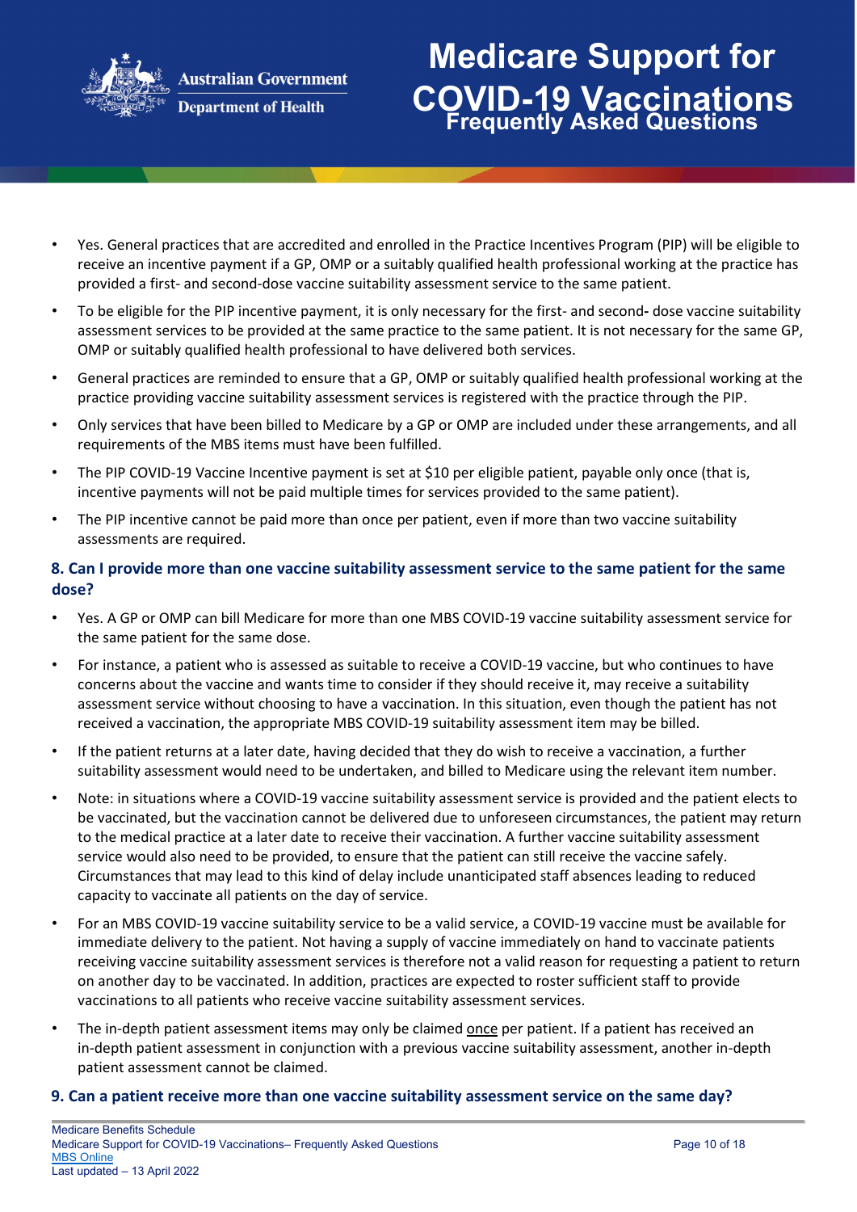- Yes. General practices that are accredited and enrolled in the Practice Incentives Program (PIP) will be eligible to receive an incentive payment if a GP, OMP or a suitably qualified health professional working at the practice has provided a first- and second-dose vaccine suitability assessment service to the same patient.
- To be eligible for the PIP incentive payment, it is only necessary for the first- and second- dose vaccine suitability assessment services to be provided at the same practice to the same patient. It is not necessary for the same GP, OMP or suitably qualified health professional to have delivered both services.
- General practices are reminded to ensure that a GP, OMP or suitably qualified health professional working at the practice providing vaccine suitability assessment services is registered with the practice through the PIP.
- Only services that have been billed to Medicare by a GP or OMP are included under these arrangements, and all requirements of the MBS items must have been fulfilled.
- The PIP COVID-19 Vaccine Incentive payment is set at $10 per eligible patient, payable only once (that is, incentive payments will not be paid multiple times for services provided to the same patient).
- The PIP incentive cannot be paid more than once per patient, even if more than two vaccine suitability assessments are required.

### 8. Can I provide more than one vaccine suitability assessment service to the same patient for the same dose?

- Yes. A GP or OMP can bill Medicare for more than one MBS COVID-19 vaccine suitability assessment service for the same patient for the same dose.
- For instance, a patient who is assessed as suitable to receive a COVID-19 vaccine, but who continues to have concerns about the vaccine and wants time to consider if they should receive it, may receive a suitability assessment service without choosing to have a vaccination. In this situation, even though the patient has not received a vaccination, the appropriate MBS COVID-19 suitability assessment item may be billed.
- If the patient returns at a later date, having decided that they do wish to receive a vaccination, a further suitability assessment would need to be undertaken, and billed to Medicare using the relevant item number.
- Note: in situations where a COVID-19 vaccine suitability assessment service is provided and the patient elects to be vaccinated, but the vaccination cannot be delivered due to unforeseen circumstances, the patient may return to the medical practice at a later date to receive their vaccination. A further vaccine suitability assessment service would also need to be provided, to ensure that the patient can still receive the vaccine safely. Circumstances that may lead to this kind of delay include unanticipated staff absences leading to reduced capacity to vaccinate all patients on the day of service.
- For an MBS COVID-19 vaccine suitability service to be a valid service, a COVID-19 vaccine must be available for immediate delivery to the patient. Not having a supply of vaccine immediately on hand to vaccinate patients receiving vaccine suitability assessment services is therefore not a valid reason for requesting a patient to return on another day to be vaccinated. In addition, practices are expected to roster sufficient staff to provide vaccinations to all patients who receive vaccine suitability assessment services.
- The in-depth patient assessment items may only be claimed once per patient. If a patient has received an in-depth patient assessment in conjunction with a previous vaccine suitability assessment, another in-depth patient assessment cannot be claimed.

### 9. Can a patient receive more than one vaccine suitability assessment service on the same day?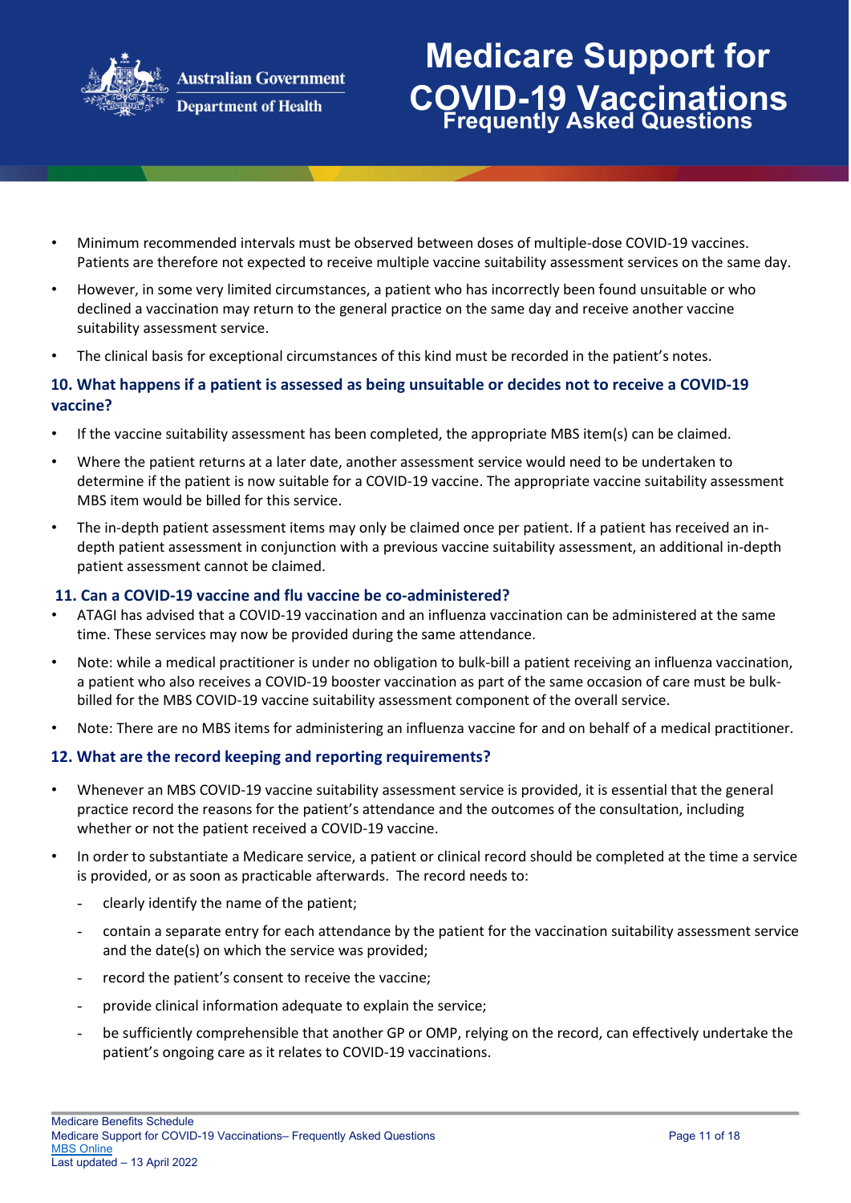- Minimum recommended intervals must be observed between doses of multiple-dose COVID-19 vaccines. Patients are therefore not expected to receive multiple vaccine suitability assessment services on the same day.
- However, in some very limited circumstances, a patient who has incorrectly been found unsuitable or who declined a vaccination may return to the general practice on the same day and receive another vaccine suitability assessment service.
- The clinical basis for exceptional circumstances of this kind must be recorded in the patient's notes.

### 10. What happens if a patient is assessed as being unsuitable or decides not to receive a COVID-19 vaccine?

- If the vaccine suitability assessment has been completed, the appropriate MBS item(s) can be claimed.
- Where the patient returns at a later date, another assessment service would need to be undertaken to determine if the patient is now suitable for a COVID-19 vaccine. The appropriate vaccine suitability assessment MBS item would be billed for this service.
- The in-depth patient assessment items may only be claimed once per patient. If a patient has received an in-depth patient assessment in conjunction with a previous vaccine suitability assessment, an additional in-depth patient assessment cannot be claimed.

### 11. Can a COVID-19 vaccine and flu vaccine be co-administered?

- ATAGI has advised that a COVID-19 vaccination and an influenza vaccination can be administered at the same time. These services may now be provided during the same attendance.
- Note: while a medical practitioner is under no obligation to bulk-bill a patient receiving an influenza vaccination, a patient who also receives a COVID-19 booster vaccination as part of the same occasion of care must be bulk-billed for the MBS COVID-19 vaccine suitability assessment component of the overall service.
- Note: There are no MBS items for administering an influenza vaccine for and on behalf of a medical practitioner.

### 12. What are the record keeping and reporting requirements?

- Whenever an MBS COVID-19 vaccine suitability assessment service is provided, it is essential that the general practice record the reasons for the patient's attendance and the outcomes of the consultation, including whether or not the patient received a COVID-19 vaccine.
- In order to substantiate a Medicare service, a patient or clinical record should be completed at the time a service is provided, or as soon as practicable afterwards. The record needs to:
  - clearly identify the name of the patient;
  - contain a separate entry for each attendance by the patient for the vaccination suitability assessment service and the date(s) on which the service was provided;
  - record the patient's consent to receive the vaccine;
  - provide clinical information adequate to explain the service;
  - be sufficiently comprehensible that another GP or OMP, relying on the record, can effectively undertake the patient's ongoing care as it relates to COVID-19 vaccinations.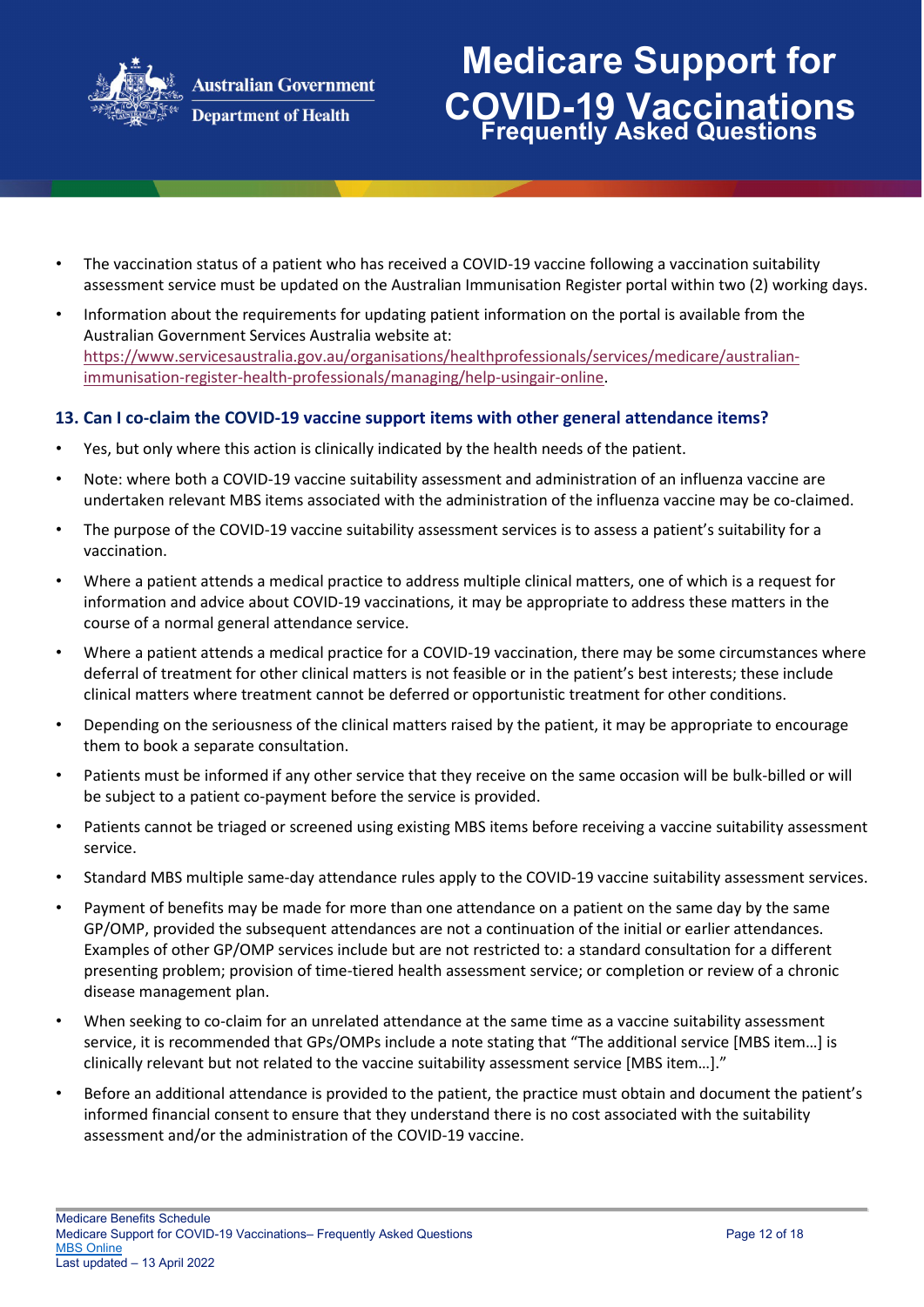- The vaccination status of a patient who has received a COVID-19 vaccine following a vaccination suitability assessment service must be updated on the Australian Immunisation Register portal within two (2) working days.
- Information about the requirements for updating patient information on the portal is available from the Australian Government Services Australia website at: [https://www.servicesaustralia.gov.au/organisations/healthprofessionals/services/medicare/australian-immunisation-register-health-professionals/managing/help-usingair-online](https://www.servicesaustralia.gov.au/organisations/healthprofessionals/services/medicare/australian-immunisation-register-health-professionals/managing/help-usingair-online).

### 13. Can I co-claim the COVID-19 vaccine support items with other general attendance items?

- Yes, but only where this action is clinically indicated by the health needs of the patient.
- Note: where both a COVID-19 vaccine suitability assessment and administration of an influenza vaccine are undertaken relevant MBS items associated with the administration of the influenza vaccine may be co-claimed.
- The purpose of the COVID-19 vaccine suitability assessment services is to assess a patient's suitability for a vaccination.
- Where a patient attends a medical practice to address multiple clinical matters, one of which is a request for information and advice about COVID-19 vaccinations, it may be appropriate to address these matters in the course of a normal general attendance service.
- Where a patient attends a medical practice for a COVID-19 vaccination, there may be some circumstances where deferral of treatment for other clinical matters is not feasible or in the patient's best interests; these include clinical matters where treatment cannot be deferred or opportunistic treatment for other conditions.
- Depending on the seriousness of the clinical matters raised by the patient, it may be appropriate to encourage them to book a separate consultation.
- Patients must be informed if any other service that they receive on the same occasion will be bulk-billed or will be subject to a patient co-payment before the service is provided.
- Patients cannot be triaged or screened using existing MBS items before receiving a vaccine suitability assessment service.
- Standard MBS multiple same-day attendance rules apply to the COVID-19 vaccine suitability assessment services.
- Payment of benefits may be made for more than one attendance on a patient on the same day by the same GP/OMP, provided the subsequent attendances are not a continuation of the initial or earlier attendances. Examples of other GP/OMP services include but are not restricted to: a standard consultation for a different presenting problem; provision of time-tiered health assessment service; or completion or review of a chronic disease management plan.
- When seeking to co-claim for an unrelated attendance at the same time as a vaccine suitability assessment service, it is recommended that GPs/OMPs include a note stating that "The additional service [MBS item…] is clinically relevant but not related to the vaccine suitability assessment service [MBS item…]."
- Before an additional attendance is provided to the patient, the practice must obtain and document the patient's informed financial consent to ensure that they understand there is no cost associated with the suitability assessment and/or the administration of the COVID-19 vaccine.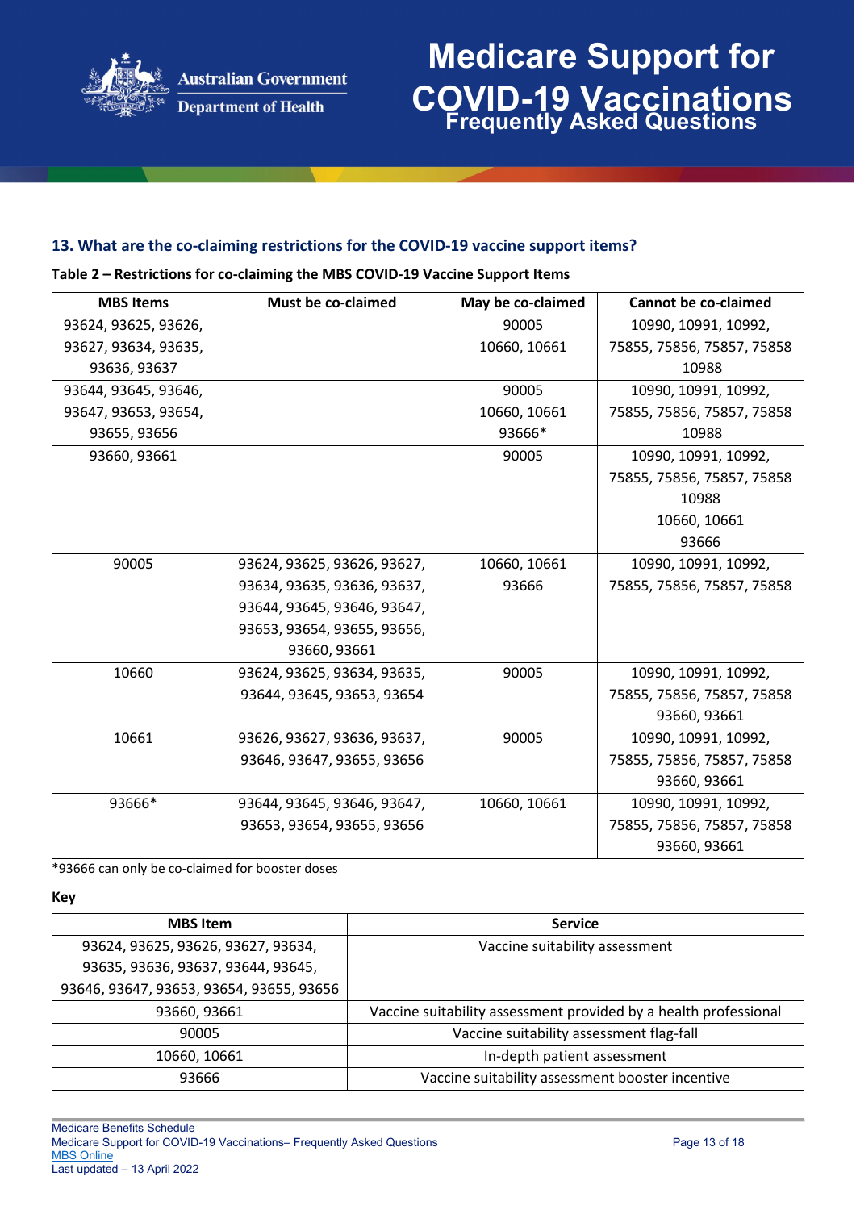### 13. What are the co-claiming restrictions for the COVID-19 vaccine support items?

**Table 2 – Restrictions for co-claiming the MBS COVID-19 Vaccine Support Items**

| MBS Items | Must be co-claimed | May be co-claimed | Cannot be co-claimed |
|---|---|---|---|
| 93624, 93625, 93626, 93627, 93634, 93635, 93636, 93637 | | 90005<br>10660, 10661 | 10990, 10991, 10992, 75855, 75856, 75857, 75858<br>10988 |
| 93644, 93645, 93646, 93647, 93653, 93654, 93655, 93656 | | 90005<br>10660, 10661<br>93666* | 10990, 10991, 10992, 75855, 75856, 75857, 75858<br>10988 |
| 93660, 93661 | | 90005 | 10990, 10991, 10992, 75855, 75856, 75857, 75858<br>10988<br>10660, 10661<br>93666 |
| 90005 | 93624, 93625, 93626, 93627, 93634, 93635, 93636, 93637, 93644, 93645, 93646, 93647, 93653, 93654, 93655, 93656, 93660, 93661 | 10660, 10661<br>93666 | 10990, 10991, 10992, 75855, 75856, 75857, 75858 |
| 10660 | 93624, 93625, 93634, 93635, 93644, 93645, 93653, 93654 | 90005 | 10990, 10991, 10992, 75855, 75856, 75857, 75858<br>93660, 93661 |
| 10661 | 93626, 93627, 93636, 93637, 93646, 93647, 93655, 93656 | 90005 | 10990, 10991, 10992, 75855, 75856, 75857, 75858<br>93660, 93661 |
| 93666* | 93644, 93645, 93646, 93647, 93653, 93654, 93655, 93656 | 10660, 10661 | 10990, 10991, 10992, 75855, 75856, 75857, 75858<br>93660, 93661 |

*93666 can only be co-claimed for booster doses

**Key**

| MBS Item | Service |
|---|---|
| 93624, 93625, 93626, 93627, 93634, 93635, 93636, 93637, 93644, 93645, 93646, 93647, 93653, 93654, 93655, 93656 | Vaccine suitability assessment |
| 93660, 93661 | Vaccine suitability assessment provided by a health professional |
| 90005 | Vaccine suitability assessment flag-fall |
| 10660, 10661 | In-depth patient assessment |
| 93666 | Vaccine suitability assessment booster incentive |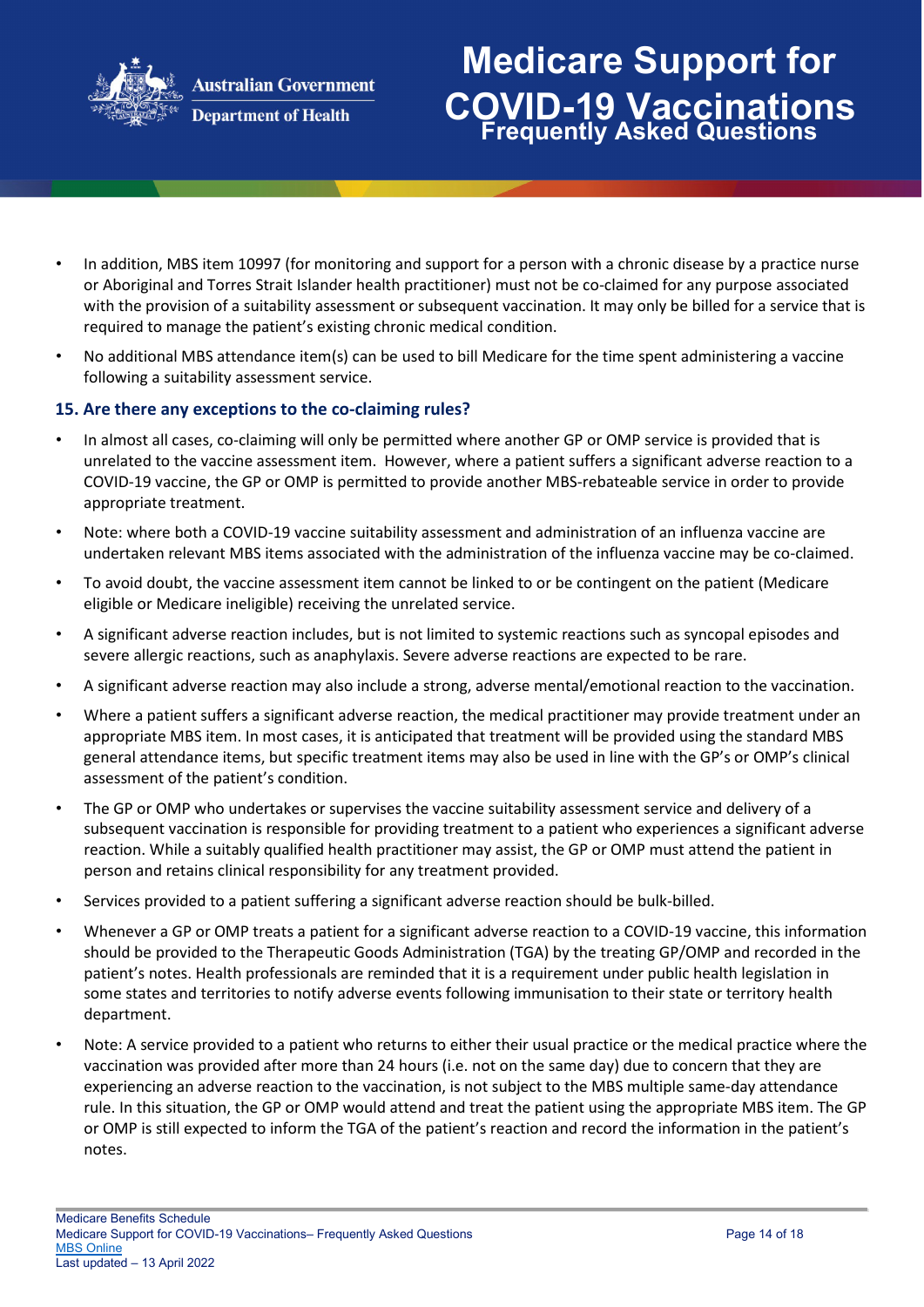- In addition, MBS item 10997 (for monitoring and support for a person with a chronic disease by a practice nurse or Aboriginal and Torres Strait Islander health practitioner) must not be co-claimed for any purpose associated with the provision of a suitability assessment or subsequent vaccination. It may only be billed for a service that is required to manage the patient's existing chronic medical condition.
- No additional MBS attendance item(s) can be used to bill Medicare for the time spent administering a vaccine following a suitability assessment service.

### 15. Are there any exceptions to the co-claiming rules?

- In almost all cases, co-claiming will only be permitted where another GP or OMP service is provided that is unrelated to the vaccine assessment item. However, where a patient suffers a significant adverse reaction to a COVID-19 vaccine, the GP or OMP is permitted to provide another MBS-rebateable service in order to provide appropriate treatment.
- Note: where both a COVID-19 vaccine suitability assessment and administration of an influenza vaccine are undertaken relevant MBS items associated with the administration of the influenza vaccine may be co-claimed.
- To avoid doubt, the vaccine assessment item cannot be linked to or be contingent on the patient (Medicare eligible or Medicare ineligible) receiving the unrelated service.
- A significant adverse reaction includes, but is not limited to systemic reactions such as syncopal episodes and severe allergic reactions, such as anaphylaxis. Severe adverse reactions are expected to be rare.
- A significant adverse reaction may also include a strong, adverse mental/emotional reaction to the vaccination.
- Where a patient suffers a significant adverse reaction, the medical practitioner may provide treatment under an appropriate MBS item. In most cases, it is anticipated that treatment will be provided using the standard MBS general attendance items, but specific treatment items may also be used in line with the GP's or OMP's clinical assessment of the patient's condition.
- The GP or OMP who undertakes or supervises the vaccine suitability assessment service and delivery of a subsequent vaccination is responsible for providing treatment to a patient who experiences a significant adverse reaction. While a suitably qualified health practitioner may assist, the GP or OMP must attend the patient in person and retains clinical responsibility for any treatment provided.
- Services provided to a patient suffering a significant adverse reaction should be bulk-billed.
- Whenever a GP or OMP treats a patient for a significant adverse reaction to a COVID-19 vaccine, this information should be provided to the Therapeutic Goods Administration (TGA) by the treating GP/OMP and recorded in the patient's notes. Health professionals are reminded that it is a requirement under public health legislation in some states and territories to notify adverse events following immunisation to their state or territory health department.
- Note: A service provided to a patient who returns to either their usual practice or the medical practice where the vaccination was provided after more than 24 hours (i.e. not on the same day) due to concern that they are experiencing an adverse reaction to the vaccination, is not subject to the MBS multiple same-day attendance rule. In this situation, the GP or OMP would attend and treat the patient using the appropriate MBS item. The GP or OMP is still expected to inform the TGA of the patient's reaction and record the information in the patient's notes.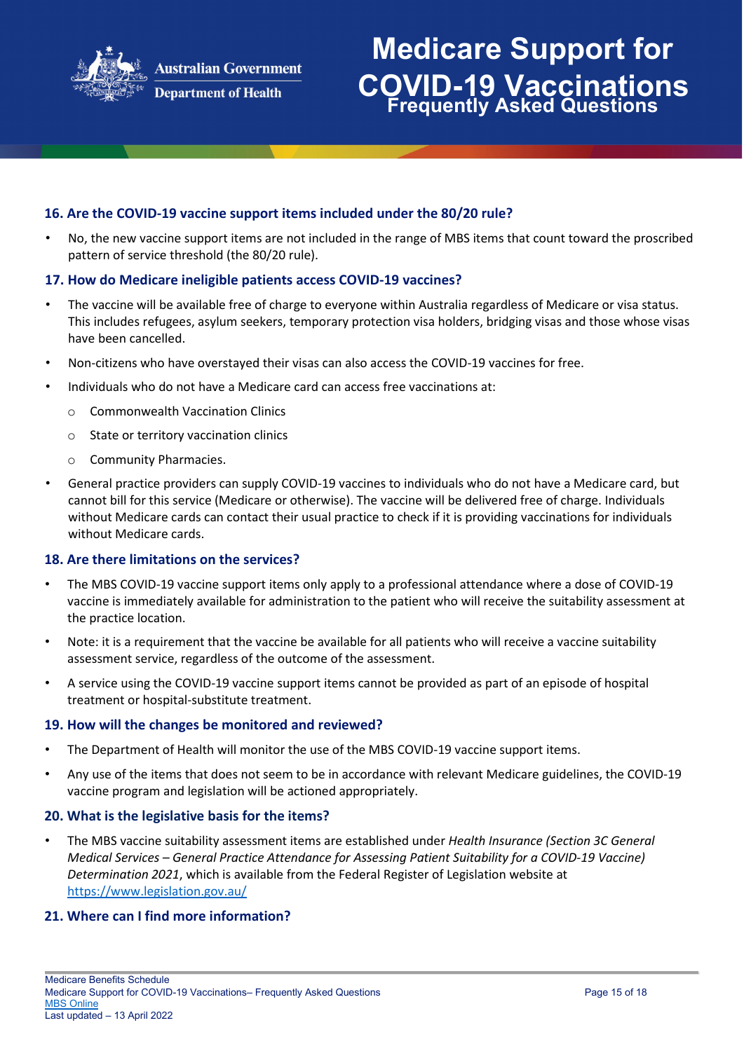### 16. Are the COVID-19 vaccine support items included under the 80/20 rule?

- No, the new vaccine support items are not included in the range of MBS items that count toward the proscribed pattern of service threshold (the 80/20 rule).

### 17. How do Medicare ineligible patients access COVID-19 vaccines?

- The vaccine will be available free of charge to everyone within Australia regardless of Medicare or visa status. This includes refugees, asylum seekers, temporary protection visa holders, bridging visas and those whose visas have been cancelled.
- Non-citizens who have overstayed their visas can also access the COVID-19 vaccines for free.
- Individuals who do not have a Medicare card can access free vaccinations at:
  - Commonwealth Vaccination Clinics
  - State or territory vaccination clinics
  - Community Pharmacies.
- General practice providers can supply COVID-19 vaccines to individuals who do not have a Medicare card, but cannot bill for this service (Medicare or otherwise). The vaccine will be delivered free of charge. Individuals without Medicare cards can contact their usual practice to check if it is providing vaccinations for individuals without Medicare cards.

### 18. Are there limitations on the services?

- The MBS COVID-19 vaccine support items only apply to a professional attendance where a dose of COVID-19 vaccine is immediately available for administration to the patient who will receive the suitability assessment at the practice location.
- Note: it is a requirement that the vaccine be available for all patients who will receive a vaccine suitability assessment service, regardless of the outcome of the assessment.
- A service using the COVID-19 vaccine support items cannot be provided as part of an episode of hospital treatment or hospital-substitute treatment.

### 19. How will the changes be monitored and reviewed?

- The Department of Health will monitor the use of the MBS COVID-19 vaccine support items.
- Any use of the items that does not seem to be in accordance with relevant Medicare guidelines, the COVID-19 vaccine program and legislation will be actioned appropriately.

### 20. What is the legislative basis for the items?

- The MBS vaccine suitability assessment items are established under *Health Insurance (Section 3C General Medical Services – General Practice Attendance for Assessing Patient Suitability for a COVID-19 Vaccine) Determination 2021*, which is available from the Federal Register of Legislation website at [https://www.legislation.gov.au/](https://www.legislation.gov.au/)

### 21. Where can I find more information?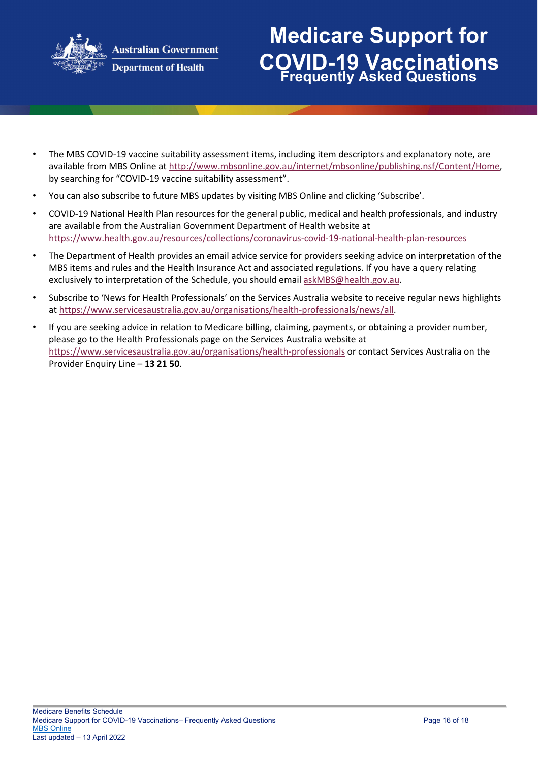- The MBS COVID-19 vaccine suitability assessment items, including item descriptors and explanatory note, are available from MBS Online at http://www.mbsonline.gov.au/internet/mbsonline/publishing.nsf/Content/Home, by searching for "COVID-19 vaccine suitability assessment".
- You can also subscribe to future MBS updates by visiting MBS Online and clicking 'Subscribe'.
- COVID-19 National Health Plan resources for the general public, medical and health professionals, and industry are available from the Australian Government Department of Health website at https://www.health.gov.au/resources/collections/coronavirus-covid-19-national-health-plan-resources
- The Department of Health provides an email advice service for providers seeking advice on interpretation of the MBS items and rules and the Health Insurance Act and associated regulations. If you have a query relating exclusively to interpretation of the Schedule, you should email askMBS@health.gov.au.
- Subscribe to 'News for Health Professionals' on the Services Australia website to receive regular news highlights at https://www.servicesaustralia.gov.au/organisations/health-professionals/news/all.
- If you are seeking advice in relation to Medicare billing, claiming, payments, or obtaining a provider number, please go to the Health Professionals page on the Services Australia website at https://www.servicesaustralia.gov.au/organisations/health-professionals or contact Services Australia on the Provider Enquiry Line – **13 21 50**.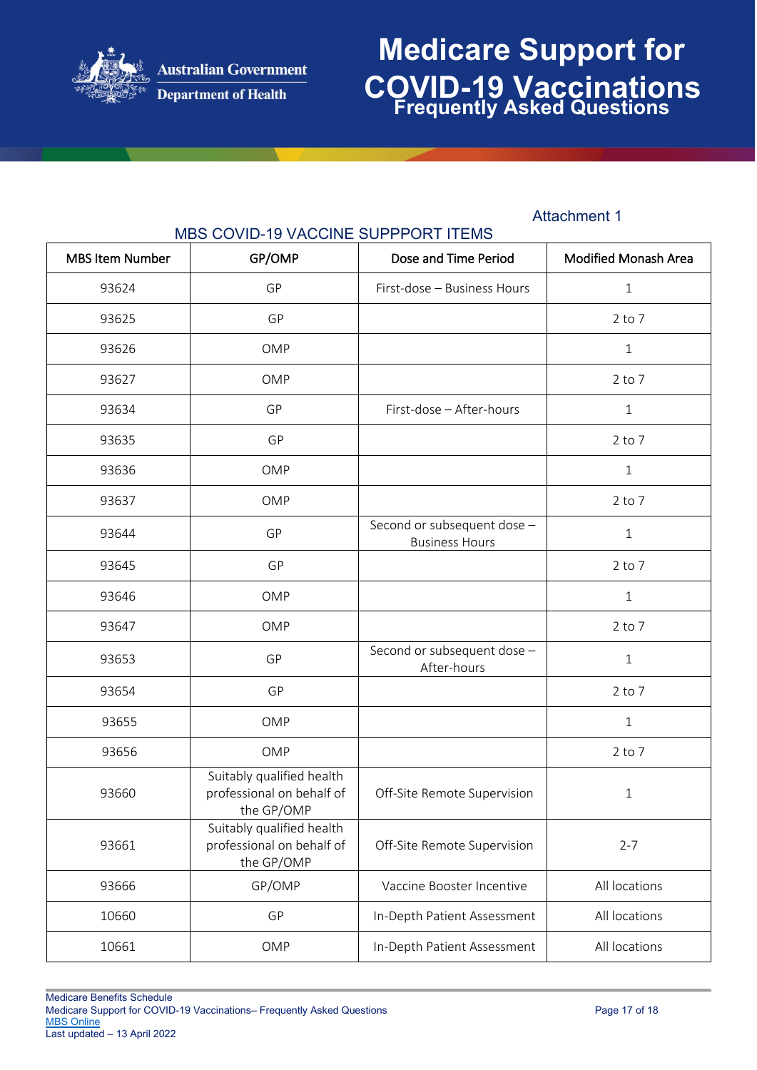Attachment 1

## MBS COVID-19 VACCINE SUPPPORT ITEMS

| MBS Item Number | GP/OMP | Dose and Time Period | Modified Monash Area |
|---|---|---|---|
| 93624 | GP | First-dose – Business Hours | 1 |
| 93625 | GP | | 2 to 7 |
| 93626 | OMP | | 1 |
| 93627 | OMP | | 2 to 7 |
| 93634 | GP | First-dose – After-hours | 1 |
| 93635 | GP | | 2 to 7 |
| 93636 | OMP | | 1 |
| 93637 | OMP | | 2 to 7 |
| 93644 | GP | Second or subsequent dose – Business Hours | 1 |
| 93645 | GP | | 2 to 7 |
| 93646 | OMP | | 1 |
| 93647 | OMP | | 2 to 7 |
| 93653 | GP | Second or subsequent dose – After-hours | 1 |
| 93654 | GP | | 2 to 7 |
| 93655 | OMP | | 1 |
| 93656 | OMP | | 2 to 7 |
| 93660 | Suitably qualified health professional on behalf of the GP/OMP | Off-Site Remote Supervision | 1 |
| 93661 | Suitably qualified health professional on behalf of the GP/OMP | Off-Site Remote Supervision | 2-7 |
| 93666 | GP/OMP | Vaccine Booster Incentive | All locations |
| 10660 | GP | In-Depth Patient Assessment | All locations |
| 10661 | OMP | In-Depth Patient Assessment | All locations |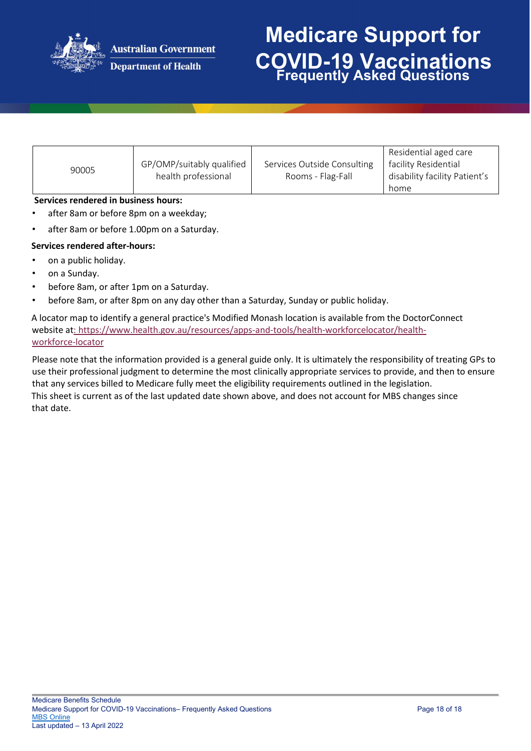| | | | |
|---|---|---|---|
| 90005 | GP/OMP/suitably qualified health professional | Services Outside Consulting Rooms - Flag-Fall | Residential aged care facility Residential disability facility Patient's home |

**Services rendered in business hours:**

- after 8am or before 8pm on a weekday;
- after 8am or before 1.00pm on a Saturday.

**Services rendered after-hours:**

- on a public holiday.
- on a Sunday.
- before 8am, or after 1pm on a Saturday.
- before 8am, or after 8pm on any day other than a Saturday, Sunday or public holiday.

A locator map to identify a general practice's Modified Monash location is available from the DoctorConnect website at: https://www.health.gov.au/resources/apps-and-tools/health-workforcelocator/health-workforce-locator

Please note that the information provided is a general guide only. It is ultimately the responsibility of treating GPs to use their professional judgment to determine the most clinically appropriate services to provide, and then to ensure that any services billed to Medicare fully meet the eligibility requirements outlined in the legislation.
This sheet is current as of the last updated date shown above, and does not account for MBS changes since that date.